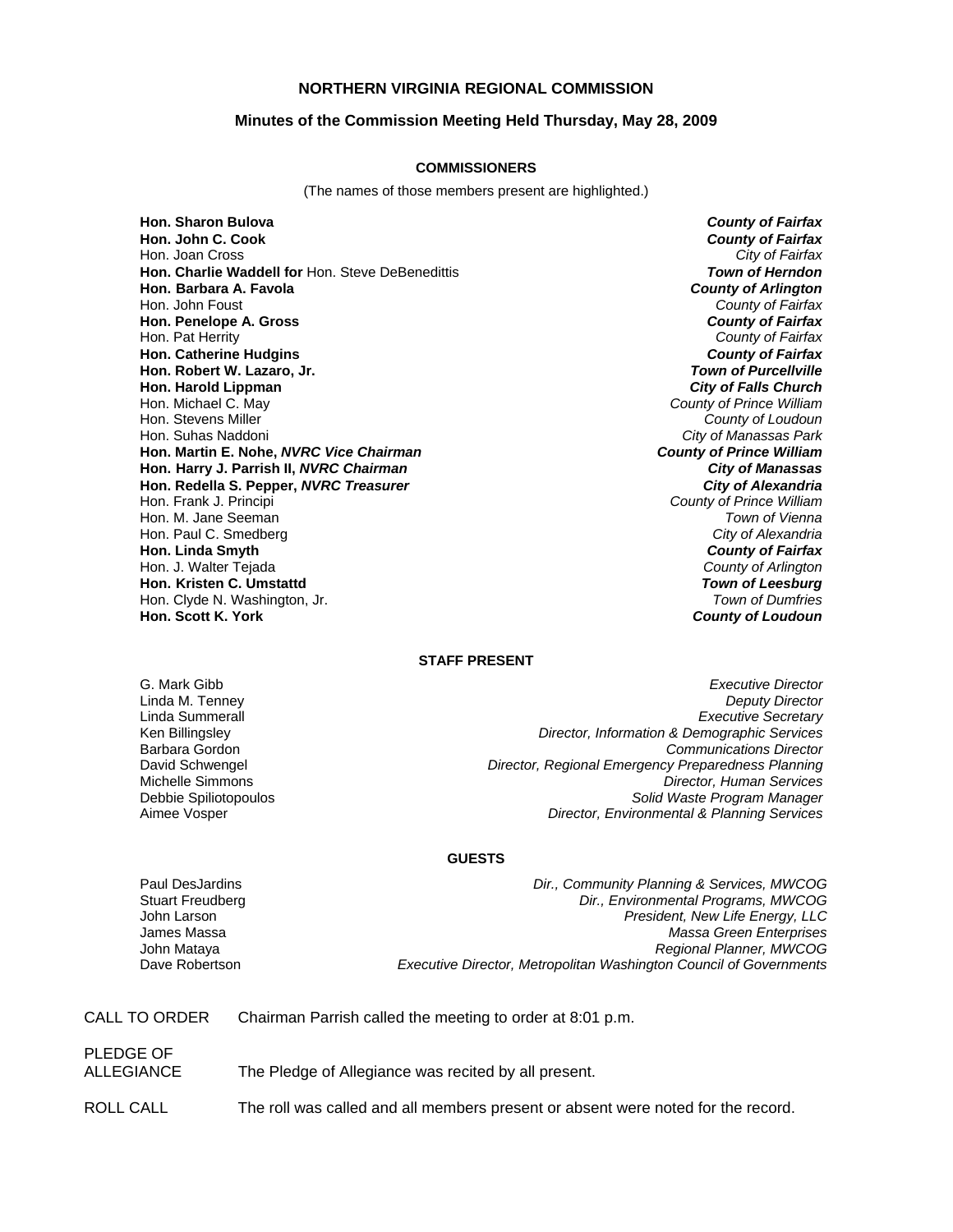# NORTHERN VIRGINIA REGIONAL COMMISSION

## Minutes of the Commission Meeting Held Thursday, May 28, 2009

### COMMISSIONERS

(The names of those members present are highlighted.)

| | |
|---|---|
| **Hon. Sharon Bulova** | ***County of Fairfax*** |
| **Hon. John C. Cook** | ***County of Fairfax*** |
| Hon. Joan Cross | *City of Fairfax* |
| **Hon. Charlie Waddell for** Hon. Steve DeBenedittis | ***Town of Herndon*** |
| **Hon. Barbara A. Favola** | ***County of Arlington*** |
| Hon. John Foust | *County of Fairfax* |
| **Hon. Penelope A. Gross** | ***County of Fairfax*** |
| Hon. Pat Herrity | *County of Fairfax* |
| **Hon. Catherine Hudgins** | ***County of Fairfax*** |
| **Hon. Robert W. Lazaro, Jr.** | ***Town of Purcellville*** |
| **Hon. Harold Lippman** | ***City of Falls Church*** |
| Hon. Michael C. May | *County of Prince William* |
| Hon. Stevens Miller | *County of Loudoun* |
| Hon. Suhas Naddoni | *City of Manassas Park* |
| **Hon. Martin E. Nohe, *NVRC Vice Chairman*** | ***County of Prince William*** |
| **Hon. Harry J. Parrish II, *NVRC Chairman*** | ***City of Manassas*** |
| **Hon. Redella S. Pepper, *NVRC Treasurer*** | ***City of Alexandria*** |
| Hon. Frank J. Principi | *County of Prince William* |
| Hon. M. Jane Seeman | *Town of Vienna* |
| Hon. Paul C. Smedberg | *City of Alexandria* |
| **Hon. Linda Smyth** | ***County of Fairfax*** |
| Hon. J. Walter Tejada | *County of Arlington* |
| **Hon. Kristen C. Umstattd** | ***Town of Leesburg*** |
| Hon. Clyde N. Washington, Jr. | *Town of Dumfries* |
| **Hon. Scott K. York** | ***County of Loudoun*** |

### STAFF PRESENT

| | |
|---|---|
| G. Mark Gibb | *Executive Director* |
| Linda M. Tenney | *Deputy Director* |
| Linda Summerall | *Executive Secretary* |
| Ken Billingsley | *Director, Information & Demographic Services* |
| Barbara Gordon | *Communications Director* |
| David Schwengel | *Director, Regional Emergency Preparedness Planning* |
| Michelle Simmons | *Director, Human Services* |
| Debbie Spiliotopoulos | *Solid Waste Program Manager* |
| Aimee Vosper | *Director, Environmental & Planning Services* |

### GUESTS

| | |
|---|---|
| Paul DesJardins | *Dir., Community Planning & Services, MWCOG* |
| Stuart Freudberg | *Dir., Environmental Programs, MWCOG* |
| John Larson | *President, New Life Energy, LLC* |
| James Massa | *Massa Green Enterprises* |
| John Mataya | *Regional Planner, MWCOG* |
| Dave Robertson | *Executive Director, Metropolitan Washington Council of Governments* |

CALL TO ORDER — Chairman Parrish called the meeting to order at 8:01 p.m.

PLEDGE OF ALLEGIANCE — The Pledge of Allegiance was recited by all present.

ROLL CALL — The roll was called and all members present or absent were noted for the record.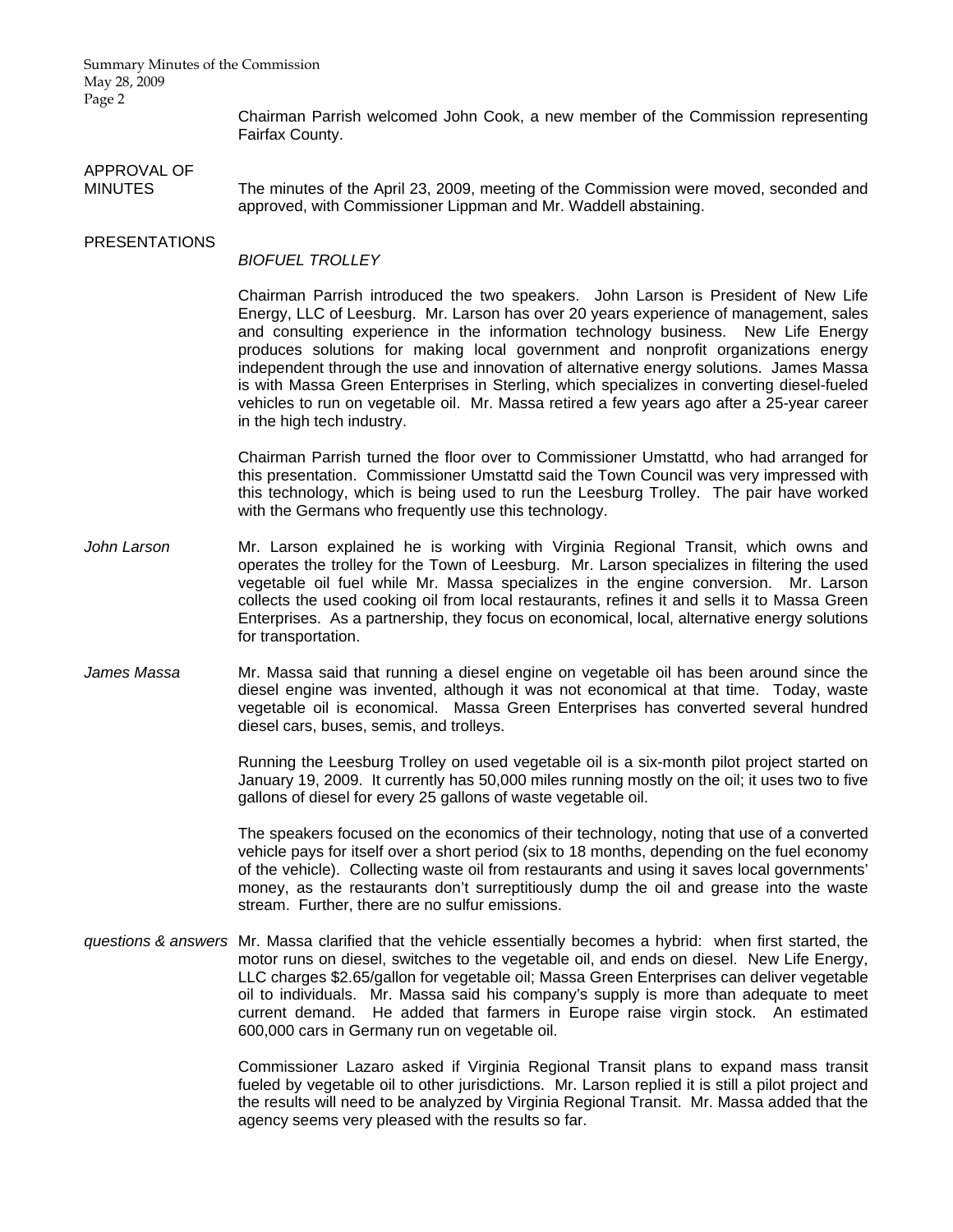Chairman Parrish welcomed John Cook, a new member of the Commission representing Fairfax County.

**APPROVAL OF MINUTES**

The minutes of the April 23, 2009, meeting of the Commission were moved, seconded and approved, with Commissioner Lippman and Mr. Waddell abstaining.

**PRESENTATIONS**

*BIOFUEL TROLLEY*

Chairman Parrish introduced the two speakers. John Larson is President of New Life Energy, LLC of Leesburg. Mr. Larson has over 20 years experience of management, sales and consulting experience in the information technology business. New Life Energy produces solutions for making local government and nonprofit organizations energy independent through the use and innovation of alternative energy solutions. James Massa is with Massa Green Enterprises in Sterling, which specializes in converting diesel-fueled vehicles to run on vegetable oil. Mr. Massa retired a few years ago after a 25-year career in the high tech industry.

Chairman Parrish turned the floor over to Commissioner Umstattd, who had arranged for this presentation. Commissioner Umstattd said the Town Council was very impressed with this technology, which is being used to run the Leesburg Trolley. The pair have worked with the Germans who frequently use this technology.

*John Larson*

Mr. Larson explained he is working with Virginia Regional Transit, which owns and operates the trolley for the Town of Leesburg. Mr. Larson specializes in filtering the used vegetable oil fuel while Mr. Massa specializes in the engine conversion. Mr. Larson collects the used cooking oil from local restaurants, refines it and sells it to Massa Green Enterprises. As a partnership, they focus on economical, local, alternative energy solutions for transportation.

*James Massa*

Mr. Massa said that running a diesel engine on vegetable oil has been around since the diesel engine was invented, although it was not economical at that time. Today, waste vegetable oil is economical. Massa Green Enterprises has converted several hundred diesel cars, buses, semis, and trolleys.

Running the Leesburg Trolley on used vegetable oil is a six-month pilot project started on January 19, 2009. It currently has 50,000 miles running mostly on the oil; it uses two to five gallons of diesel for every 25 gallons of waste vegetable oil.

The speakers focused on the economics of their technology, noting that use of a converted vehicle pays for itself over a short period (six to 18 months, depending on the fuel economy of the vehicle). Collecting waste oil from restaurants and using it saves local governments' money, as the restaurants don't surreptitiously dump the oil and grease into the waste stream. Further, there are no sulfur emissions.

*questions & answers*

Mr. Massa clarified that the vehicle essentially becomes a hybrid: when first started, the motor runs on diesel, switches to the vegetable oil, and ends on diesel. New Life Energy, LLC charges \$2.65/gallon for vegetable oil; Massa Green Enterprises can deliver vegetable oil to individuals. Mr. Massa said his company's supply is more than adequate to meet current demand. He added that farmers in Europe raise virgin stock. An estimated 600,000 cars in Germany run on vegetable oil.

Commissioner Lazaro asked if Virginia Regional Transit plans to expand mass transit fueled by vegetable oil to other jurisdictions. Mr. Larson replied it is still a pilot project and the results will need to be analyzed by Virginia Regional Transit. Mr. Massa added that the agency seems very pleased with the results so far.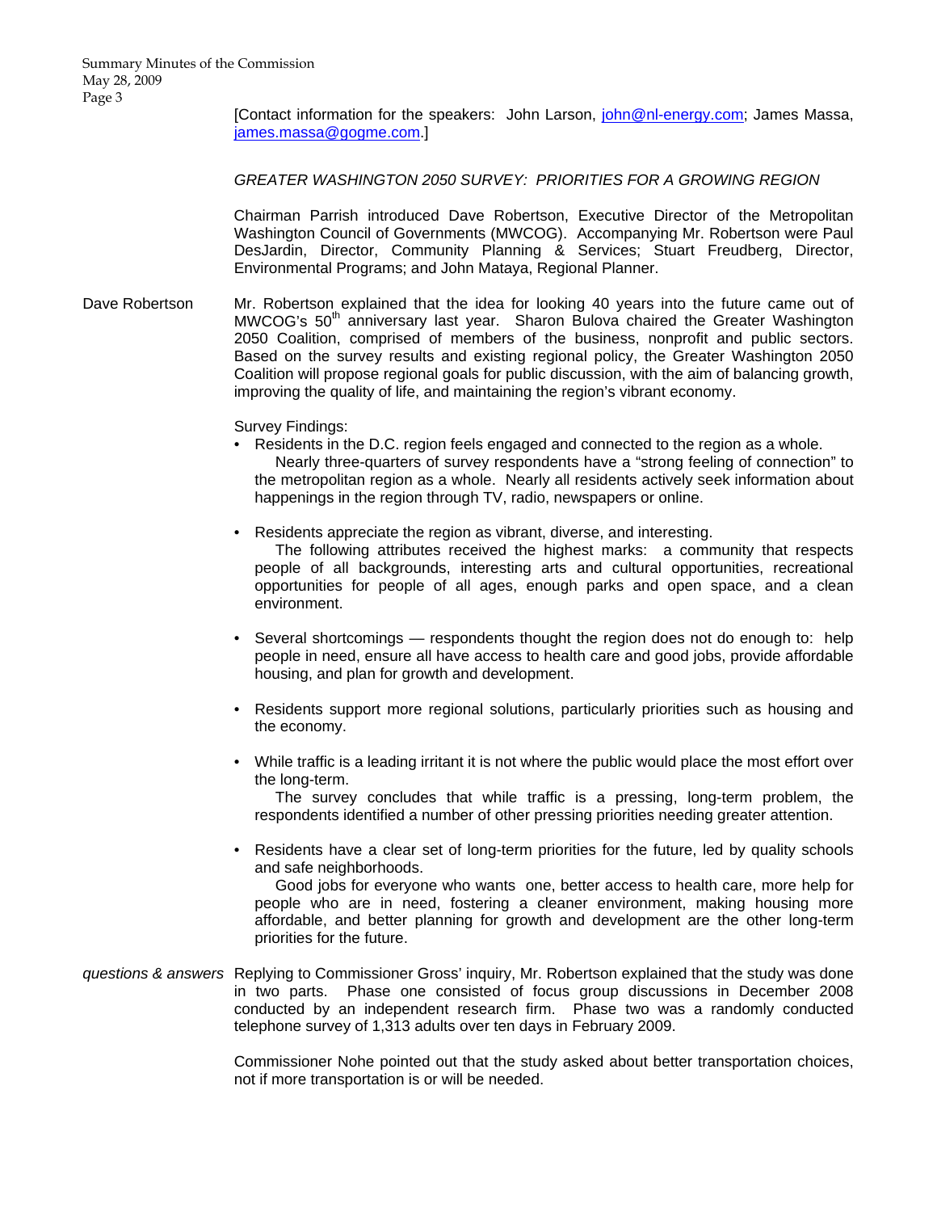[Contact information for the speakers: John Larson, john@nl-energy.com; James Massa, james.massa@gogme.com.]

*GREATER WASHINGTON 2050 SURVEY: PRIORITIES FOR A GROWING REGION*

Chairman Parrish introduced Dave Robertson, Executive Director of the Metropolitan Washington Council of Governments (MWCOG). Accompanying Mr. Robertson were Paul DesJardin, Director, Community Planning & Services; Stuart Freudberg, Director, Environmental Programs; and John Mataya, Regional Planner.

Dave Robertson

Mr. Robertson explained that the idea for looking 40 years into the future came out of MWCOG's 50th anniversary last year. Sharon Bulova chaired the Greater Washington 2050 Coalition, comprised of members of the business, nonprofit and public sectors. Based on the survey results and existing regional policy, the Greater Washington 2050 Coalition will propose regional goals for public discussion, with the aim of balancing growth, improving the quality of life, and maintaining the region's vibrant economy.

Survey Findings:

- Residents in the D.C. region feels engaged and connected to the region as a whole.
  Nearly three-quarters of survey respondents have a "strong feeling of connection" to the metropolitan region as a whole. Nearly all residents actively seek information about happenings in the region through TV, radio, newspapers or online.

- Residents appreciate the region as vibrant, diverse, and interesting.
  The following attributes received the highest marks: a community that respects people of all backgrounds, interesting arts and cultural opportunities, recreational opportunities for people of all ages, enough parks and open space, and a clean environment.

- Several shortcomings — respondents thought the region does not do enough to: help people in need, ensure all have access to health care and good jobs, provide affordable housing, and plan for growth and development.

- Residents support more regional solutions, particularly priorities such as housing and the economy.

- While traffic is a leading irritant it is not where the public would place the most effort over the long-term.
  The survey concludes that while traffic is a pressing, long-term problem, the respondents identified a number of other pressing priorities needing greater attention.

- Residents have a clear set of long-term priorities for the future, led by quality schools and safe neighborhoods.
  Good jobs for everyone who wants one, better access to health care, more help for people who are in need, fostering a cleaner environment, making housing more affordable, and better planning for growth and development are the other long-term priorities for the future.

*questions & answers*

Replying to Commissioner Gross' inquiry, Mr. Robertson explained that the study was done in two parts. Phase one consisted of focus group discussions in December 2008 conducted by an independent research firm. Phase two was a randomly conducted telephone survey of 1,313 adults over ten days in February 2009.

Commissioner Nohe pointed out that the study asked about better transportation choices, not if more transportation is or will be needed.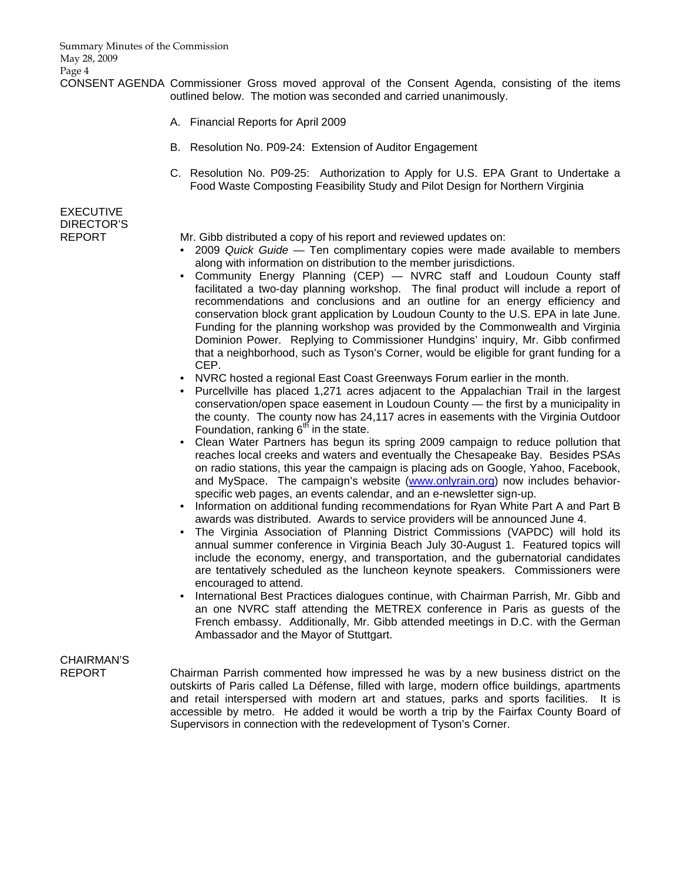**CONSENT AGENDA** Commissioner Gross moved approval of the Consent Agenda, consisting of the items outlined below. The motion was seconded and carried unanimously.

A. Financial Reports for April 2009

B. Resolution No. P09-24: Extension of Auditor Engagement

C. Resolution No. P09-25: Authorization to Apply for U.S. EPA Grant to Undertake a Food Waste Composting Feasibility Study and Pilot Design for Northern Virginia

**EXECUTIVE DIRECTOR'S REPORT**

Mr. Gibb distributed a copy of his report and reviewed updates on:

- 2009 *Quick Guide* — Ten complimentary copies were made available to members along with information on distribution to the member jurisdictions.
- Community Energy Planning (CEP) — NVRC staff and Loudoun County staff facilitated a two-day planning workshop. The final product will include a report of recommendations and conclusions and an outline for an energy efficiency and conservation block grant application by Loudoun County to the U.S. EPA in late June. Funding for the planning workshop was provided by the Commonwealth and Virginia Dominion Power. Replying to Commissioner Hundgins' inquiry, Mr. Gibb confirmed that a neighborhood, such as Tyson's Corner, would be eligible for grant funding for a CEP.
- NVRC hosted a regional East Coast Greenways Forum earlier in the month.
- Purcellville has placed 1,271 acres adjacent to the Appalachian Trail in the largest conservation/open space easement in Loudoun County — the first by a municipality in the county. The county now has 24,117 acres in easements with the Virginia Outdoor Foundation, ranking 6th in the state.
- Clean Water Partners has begun its spring 2009 campaign to reduce pollution that reaches local creeks and waters and eventually the Chesapeake Bay. Besides PSAs on radio stations, this year the campaign is placing ads on Google, Yahoo, Facebook, and MySpace. The campaign's website (www.onlyrain.org) now includes behavior-specific web pages, an events calendar, and an e-newsletter sign-up.
- Information on additional funding recommendations for Ryan White Part A and Part B awards was distributed. Awards to service providers will be announced June 4.
- The Virginia Association of Planning District Commissions (VAPDC) will hold its annual summer conference in Virginia Beach July 30-August 1. Featured topics will include the economy, energy, and transportation, and the gubernatorial candidates are tentatively scheduled as the luncheon keynote speakers. Commissioners were encouraged to attend.
- International Best Practices dialogues continue, with Chairman Parrish, Mr. Gibb and an one NVRC staff attending the METREX conference in Paris as guests of the French embassy. Additionally, Mr. Gibb attended meetings in D.C. with the German Ambassador and the Mayor of Stuttgart.

**CHAIRMAN'S REPORT**

Chairman Parrish commented how impressed he was by a new business district on the outskirts of Paris called La Défense, filled with large, modern office buildings, apartments and retail interspersed with modern art and statues, parks and sports facilities. It is accessible by metro. He added it would be worth a trip by the Fairfax County Board of Supervisors in connection with the redevelopment of Tyson's Corner.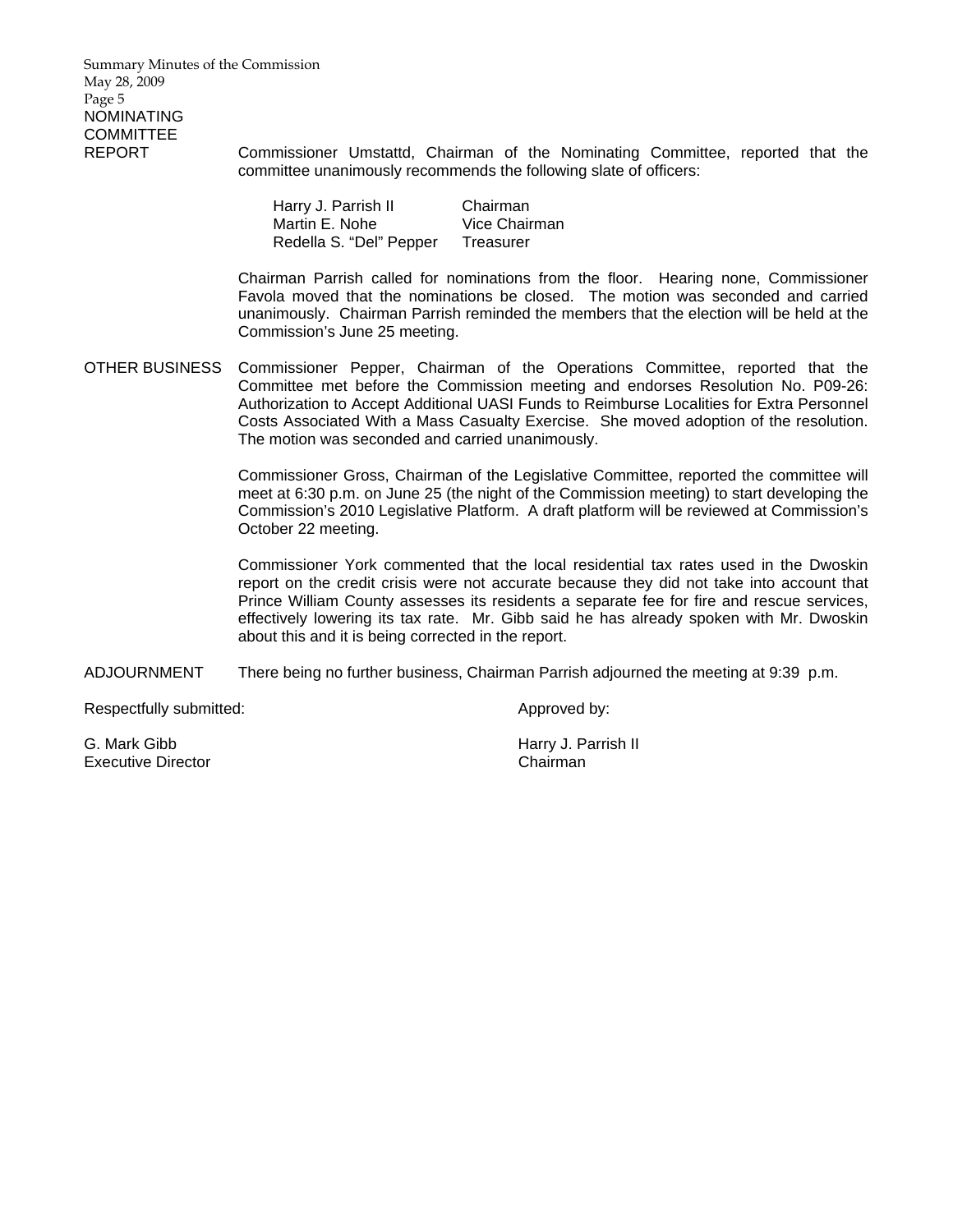**NOMINATING COMMITTEE REPORT**

Commissioner Umstattd, Chairman of the Nominating Committee, reported that the committee unanimously recommends the following slate of officers:

| | |
|---|---|
| Harry J. Parrish II | Chairman |
| Martin E. Nohe | Vice Chairman |
| Redella S. "Del" Pepper | Treasurer |

Chairman Parrish called for nominations from the floor. Hearing none, Commissioner Favola moved that the nominations be closed. The motion was seconded and carried unanimously. Chairman Parrish reminded the members that the election will be held at the Commission's June 25 meeting.

**OTHER BUSINESS**

Commissioner Pepper, Chairman of the Operations Committee, reported that the Committee met before the Commission meeting and endorses Resolution No. P09-26: Authorization to Accept Additional UASI Funds to Reimburse Localities for Extra Personnel Costs Associated With a Mass Casualty Exercise. She moved adoption of the resolution. The motion was seconded and carried unanimously.

Commissioner Gross, Chairman of the Legislative Committee, reported the committee will meet at 6:30 p.m. on June 25 (the night of the Commission meeting) to start developing the Commission's 2010 Legislative Platform. A draft platform will be reviewed at Commission's October 22 meeting.

Commissioner York commented that the local residential tax rates used in the Dwoskin report on the credit crisis were not accurate because they did not take into account that Prince William County assesses its residents a separate fee for fire and rescue services, effectively lowering its tax rate. Mr. Gibb said he has already spoken with Mr. Dwoskin about this and it is being corrected in the report.

**ADJOURNMENT**

There being no further business, Chairman Parrish adjourned the meeting at 9:39 p.m.

Respectfully submitted:

G. Mark Gibb
Executive Director

Approved by:

Harry J. Parrish II
Chairman